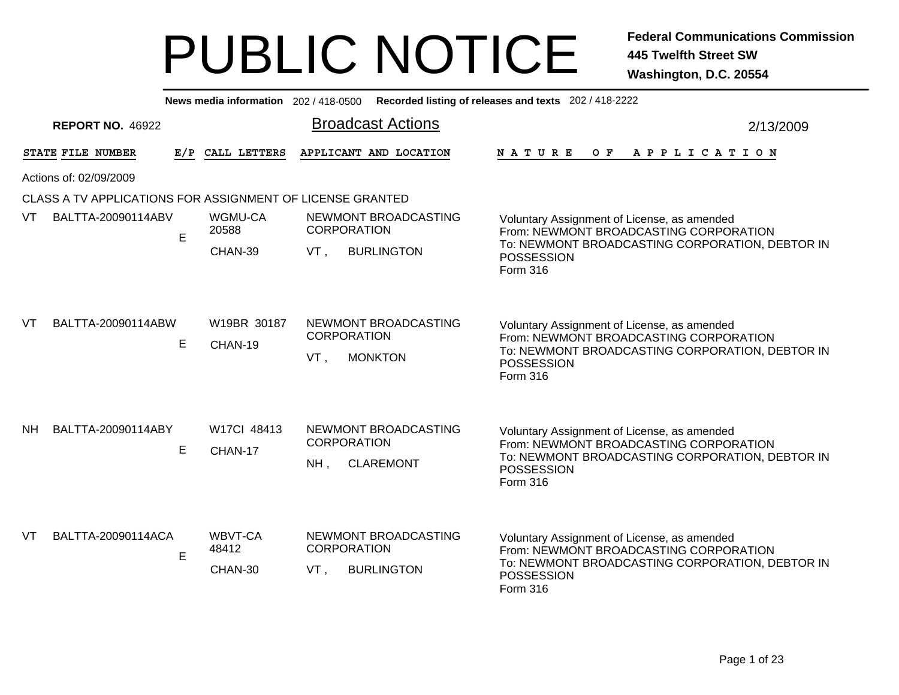# PUBLIC NOTICE

**Federal Communications Commission**
**445 Twelfth Street SW**
**Washington, D.C. 20554**

**News media information** 202 / 418-0500 **Recorded listing of releases and texts** 202 / 418-2222

**REPORT NO.** 46922

## Broadcast Actions

2/13/2009

Actions of: 02/09/2009

CLASS A TV APPLICATIONS FOR ASSIGNMENT OF LICENSE GRANTED

| STATE | FILE NUMBER | E/P | CALL LETTERS | APPLICANT AND LOCATION | NATURE OF APPLICATION |
|---|---|---|---|---|---|
| VT | BALTTA-20090114ABV | E | WGMU-CA 20588 CHAN-39 | NEWMONT BROADCASTING CORPORATION VT , BURLINGTON | Voluntary Assignment of License, as amended From: NEWMONT BROADCASTING CORPORATION To: NEWMONT BROADCASTING CORPORATION, DEBTOR IN POSSESSION Form 316 |
| VT | BALTTA-20090114ABW | E | W19BR 30187 CHAN-19 | NEWMONT BROADCASTING CORPORATION VT , MONKTON | Voluntary Assignment of License, as amended From: NEWMONT BROADCASTING CORPORATION To: NEWMONT BROADCASTING CORPORATION, DEBTOR IN POSSESSION Form 316 |
| NH | BALTTA-20090114ABY | E | W17CI 48413 CHAN-17 | NEWMONT BROADCASTING CORPORATION NH , CLAREMONT | Voluntary Assignment of License, as amended From: NEWMONT BROADCASTING CORPORATION To: NEWMONT BROADCASTING CORPORATION, DEBTOR IN POSSESSION Form 316 |
| VT | BALTTA-20090114ACA | E | WBVT-CA 48412 CHAN-30 | NEWMONT BROADCASTING CORPORATION VT , BURLINGTON | Voluntary Assignment of License, as amended From: NEWMONT BROADCASTING CORPORATION To: NEWMONT BROADCASTING CORPORATION, DEBTOR IN POSSESSION Form 316 |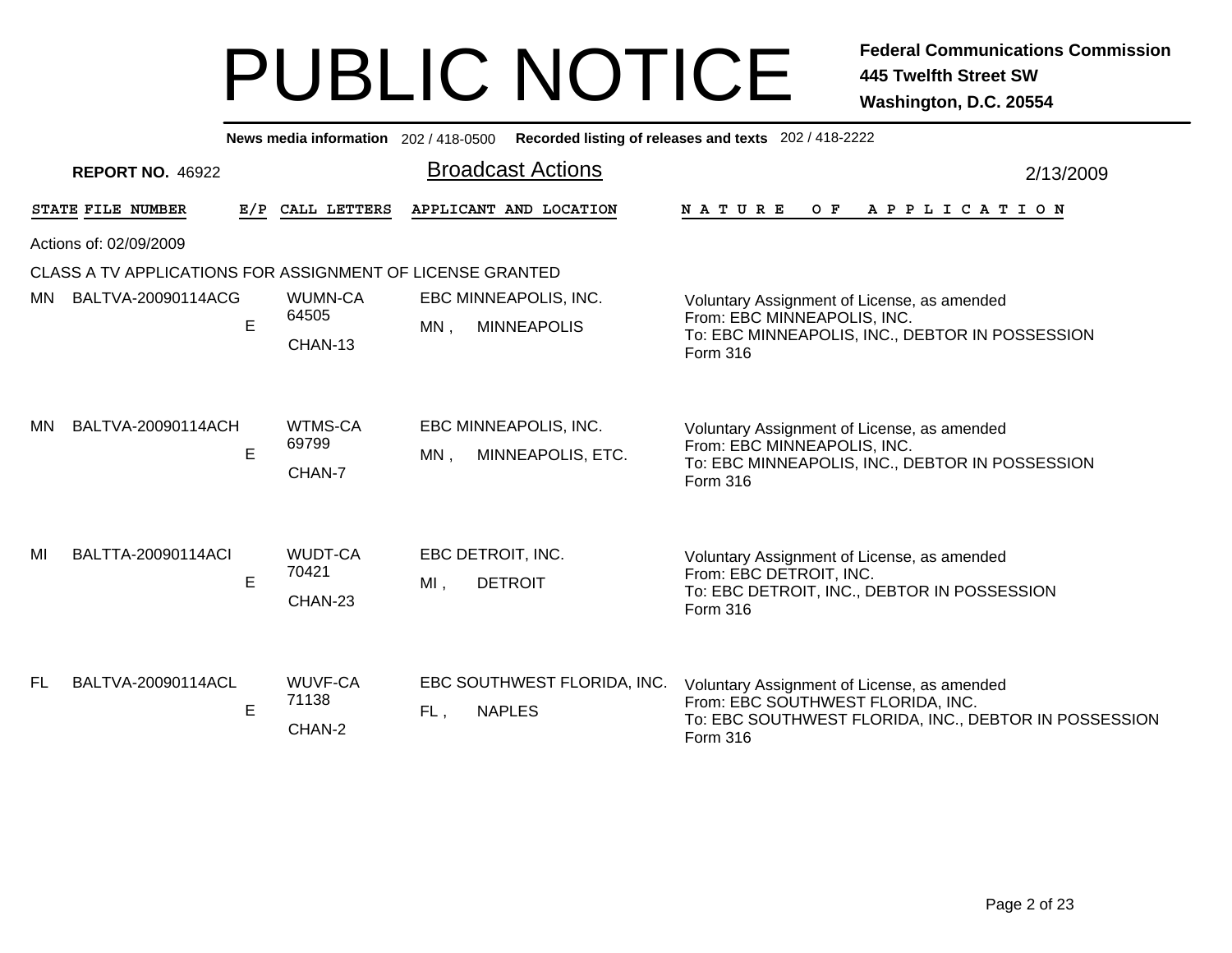# PUBLIC NOTICE

**Federal Communications Commission**
**445 Twelfth Street SW**
**Washington, D.C. 20554**

**News media information** 202 / 418-0500 **Recorded listing of releases and texts** 202 / 418-2222

**REPORT NO.** 46922

## Broadcast Actions

2/13/2009

Actions of: 02/09/2009

CLASS A TV APPLICATIONS FOR ASSIGNMENT OF LICENSE GRANTED

| STATE | FILE NUMBER | E/P | CALL LETTERS | APPLICANT AND LOCATION | NATURE OF APPLICATION |
|---|---|---|---|---|---|
| MN | BALTVA-20090114ACG | E | WUMN-CA<br>64505<br>CHAN-13 | EBC MINNEAPOLIS, INC.<br>MN , MINNEAPOLIS | Voluntary Assignment of License, as amended<br>From: EBC MINNEAPOLIS, INC.<br>To: EBC MINNEAPOLIS, INC., DEBTOR IN POSSESSION<br>Form 316 |
| MN | BALTVA-20090114ACH | E | WTMS-CA<br>69799<br>CHAN-7 | EBC MINNEAPOLIS, INC.<br>MN , MINNEAPOLIS, ETC. | Voluntary Assignment of License, as amended<br>From: EBC MINNEAPOLIS, INC.<br>To: EBC MINNEAPOLIS, INC., DEBTOR IN POSSESSION<br>Form 316 |
| MI | BALTTA-20090114ACI | E | WUDT-CA<br>70421<br>CHAN-23 | EBC DETROIT, INC.<br>MI , DETROIT | Voluntary Assignment of License, as amended<br>From: EBC DETROIT, INC.<br>To: EBC DETROIT, INC., DEBTOR IN POSSESSION<br>Form 316 |
| FL | BALTVA-20090114ACL | E | WUVF-CA<br>71138<br>CHAN-2 | EBC SOUTHWEST FLORIDA, INC.<br>FL , NAPLES | Voluntary Assignment of License, as amended<br>From: EBC SOUTHWEST FLORIDA, INC.<br>To: EBC SOUTHWEST FLORIDA, INC., DEBTOR IN POSSESSION<br>Form 316 |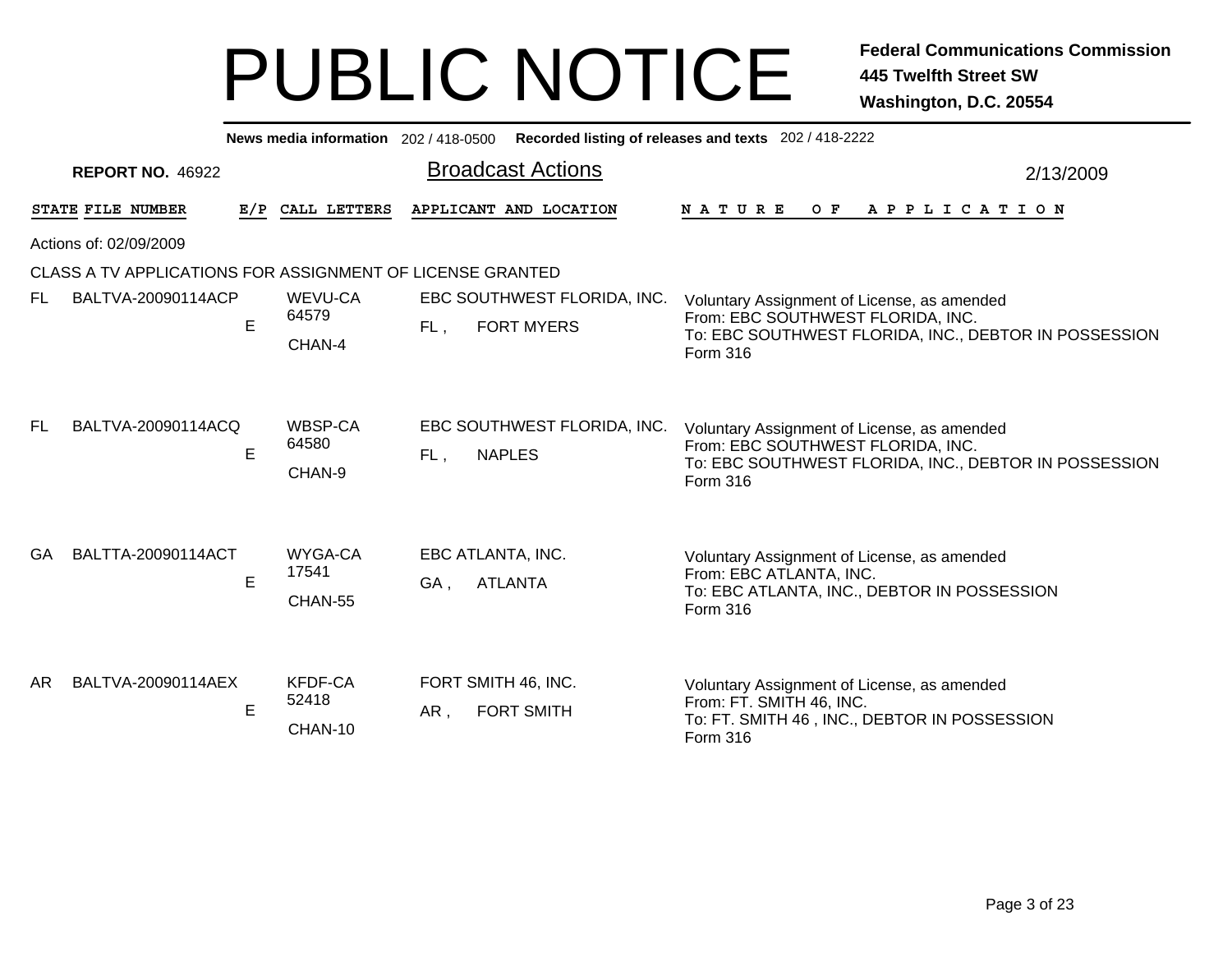# PUBLIC NOTICE

**Federal Communications Commission**
**445 Twelfth Street SW**
**Washington, D.C. 20554**

**News media information** 202 / 418-0500 **Recorded listing of releases and texts** 202 / 418-2222

**REPORT NO.** 46922

## Broadcast Actions

2/13/2009

Actions of: 02/09/2009

CLASS A TV APPLICATIONS FOR ASSIGNMENT OF LICENSE GRANTED

| STATE | FILE NUMBER | E/P | CALL LETTERS | APPLICANT AND LOCATION | NATURE OF APPLICATION |
|---|---|---|---|---|---|
| FL | BALTVA-20090114ACP | E | WEVU-CA 64579 CHAN-4 | EBC SOUTHWEST FLORIDA, INC. FL , FORT MYERS | Voluntary Assignment of License, as amended From: EBC SOUTHWEST FLORIDA, INC. To: EBC SOUTHWEST FLORIDA, INC., DEBTOR IN POSSESSION Form 316 |
| FL | BALTVA-20090114ACQ | E | WBSP-CA 64580 CHAN-9 | EBC SOUTHWEST FLORIDA, INC. FL , NAPLES | Voluntary Assignment of License, as amended From: EBC SOUTHWEST FLORIDA, INC. To: EBC SOUTHWEST FLORIDA, INC., DEBTOR IN POSSESSION Form 316 |
| GA | BALTTA-20090114ACT | E | WYGA-CA 17541 CHAN-55 | EBC ATLANTA, INC. GA , ATLANTA | Voluntary Assignment of License, as amended From: EBC ATLANTA, INC. To: EBC ATLANTA, INC., DEBTOR IN POSSESSION Form 316 |
| AR | BALTVA-20090114AEX | E | KFDF-CA 52418 CHAN-10 | FORT SMITH 46, INC. AR , FORT SMITH | Voluntary Assignment of License, as amended From: FT. SMITH 46, INC. To: FT. SMITH 46 , INC., DEBTOR IN POSSESSION Form 316 |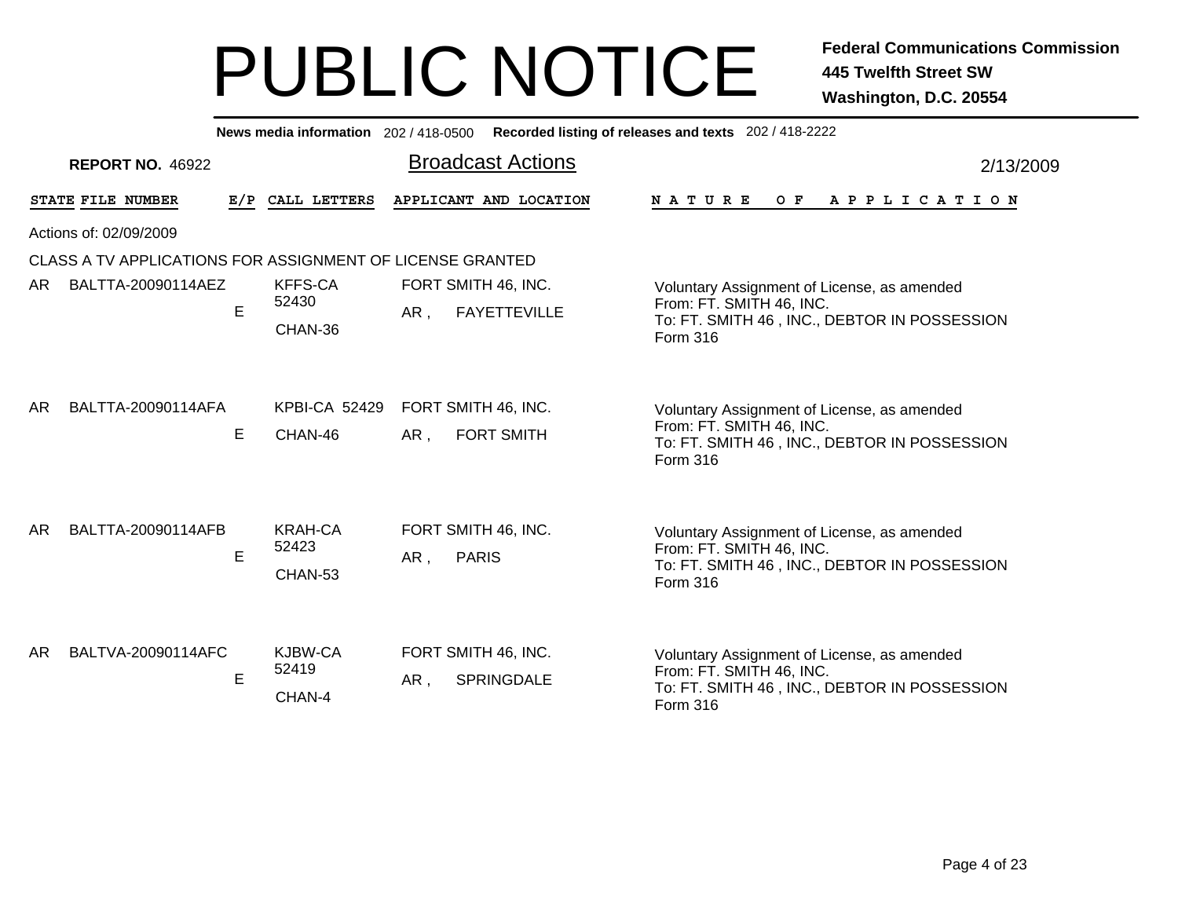# PUBLIC NOTICE

**Federal Communications Commission**
**445 Twelfth Street SW**
**Washington, D.C. 20554**

**News media information** 202 / 418-0500 **Recorded listing of releases and texts** 202 / 418-2222

**REPORT NO.** 46922

## Broadcast Actions

2/13/2009

Actions of: 02/09/2009

CLASS A TV APPLICATIONS FOR ASSIGNMENT OF LICENSE GRANTED

| STATE | FILE NUMBER | E/P | CALL LETTERS | APPLICANT AND LOCATION | NATURE OF APPLICATION |
|---|---|---|---|---|---|
| AR | BALTTA-20090114AEZ | E | KFFS-CA 52430 CHAN-36 | FORT SMITH 46, INC. AR , FAYETTEVILLE | Voluntary Assignment of License, as amended From: FT. SMITH 46, INC. To: FT. SMITH 46 , INC., DEBTOR IN POSSESSION Form 316 |
| AR | BALTTA-20090114AFA | E | KPBI-CA 52429 CHAN-46 | FORT SMITH 46, INC. AR , FORT SMITH | Voluntary Assignment of License, as amended From: FT. SMITH 46, INC. To: FT. SMITH 46 , INC., DEBTOR IN POSSESSION Form 316 |
| AR | BALTTA-20090114AFB | E | KRAH-CA 52423 CHAN-53 | FORT SMITH 46, INC. AR , PARIS | Voluntary Assignment of License, as amended From: FT. SMITH 46, INC. To: FT. SMITH 46 , INC., DEBTOR IN POSSESSION Form 316 |
| AR | BALTVA-20090114AFC | E | KJBW-CA 52419 CHAN-4 | FORT SMITH 46, INC. AR , SPRINGDALE | Voluntary Assignment of License, as amended From: FT. SMITH 46, INC. To: FT. SMITH 46 , INC., DEBTOR IN POSSESSION Form 316 |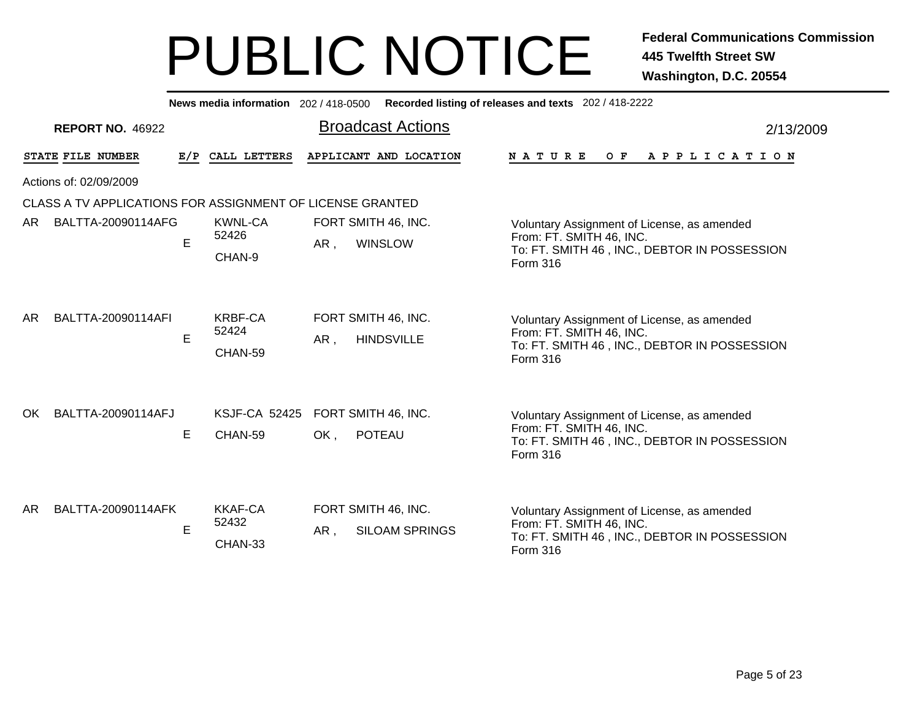# PUBLIC NOTICE

**Federal Communications Commission**
**445 Twelfth Street SW**
**Washington, D.C. 20554**

**News media information** 202 / 418-0500 **Recorded listing of releases and texts** 202 / 418-2222

**REPORT NO.** 46922

## Broadcast Actions

2/13/2009

Actions of: 02/09/2009

CLASS A TV APPLICATIONS FOR ASSIGNMENT OF LICENSE GRANTED

| STATE | FILE NUMBER | E/P | CALL LETTERS | APPLICANT AND LOCATION | NATURE OF APPLICATION |
|---|---|---|---|---|---|
| AR | BALTTA-20090114AFG | E | KWNL-CA 52426 CHAN-9 | FORT SMITH 46, INC. AR , WINSLOW | Voluntary Assignment of License, as amended From: FT. SMITH 46, INC. To: FT. SMITH 46 , INC., DEBTOR IN POSSESSION Form 316 |
| AR | BALTTA-20090114AFI | E | KRBF-CA 52424 CHAN-59 | FORT SMITH 46, INC. AR , HINDSVILLE | Voluntary Assignment of License, as amended From: FT. SMITH 46, INC. To: FT. SMITH 46 , INC., DEBTOR IN POSSESSION Form 316 |
| OK | BALTTA-20090114AFJ | E | KSJF-CA 52425 CHAN-59 | FORT SMITH 46, INC. OK , POTEAU | Voluntary Assignment of License, as amended From: FT. SMITH 46, INC. To: FT. SMITH 46 , INC., DEBTOR IN POSSESSION Form 316 |
| AR | BALTTA-20090114AFK | E | KKAF-CA 52432 CHAN-33 | FORT SMITH 46, INC. AR , SILOAM SPRINGS | Voluntary Assignment of License, as amended From: FT. SMITH 46, INC. To: FT. SMITH 46 , INC., DEBTOR IN POSSESSION Form 316 |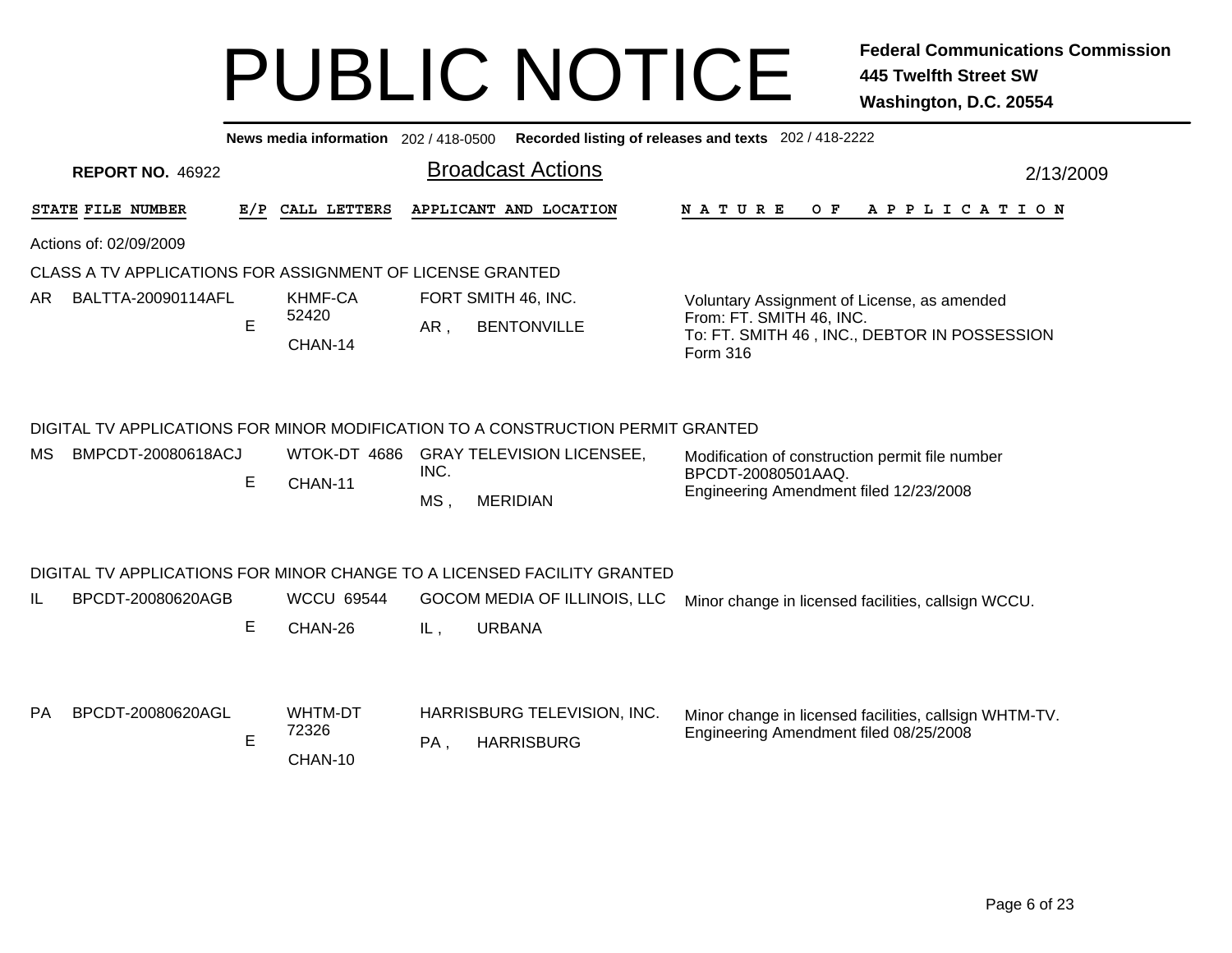# PUBLIC NOTICE

**Federal Communications Commission**
**445 Twelfth Street SW**
**Washington, D.C. 20554**

**News media information** 202 / 418-0500 **Recorded listing of releases and texts** 202 / 418-2222

**REPORT NO. 46922**

## Broadcast Actions

2/13/2009

Actions of: 02/09/2009

### CLASS A TV APPLICATIONS FOR ASSIGNMENT OF LICENSE GRANTED

| STATE | FILE NUMBER | E/P | CALL LETTERS | APPLICANT AND LOCATION | NATURE OF APPLICATION |
|---|---|---|---|---|---|
| AR | BALTTA-20090114AFL | E | KHMF-CA 52420 CHAN-14 | FORT SMITH 46, INC. AR , BENTONVILLE | Voluntary Assignment of License, as amended From: FT. SMITH 46, INC. To: FT. SMITH 46 , INC., DEBTOR IN POSSESSION Form 316 |

### DIGITAL TV APPLICATIONS FOR MINOR MODIFICATION TO A CONSTRUCTION PERMIT GRANTED

| STATE | FILE NUMBER | E/P | CALL LETTERS | APPLICANT AND LOCATION | NATURE OF APPLICATION |
|---|---|---|---|---|---|
| MS | BMPCDT-20080618ACJ | E | WTOK-DT 4686 CHAN-11 | GRAY TELEVISION LICENSEE, INC. MS , MERIDIAN | Modification of construction permit file number BPCDT-20080501AAQ. Engineering Amendment filed 12/23/2008 |

### DIGITAL TV APPLICATIONS FOR MINOR CHANGE TO A LICENSED FACILITY GRANTED

| STATE | FILE NUMBER | E/P | CALL LETTERS | APPLICANT AND LOCATION | NATURE OF APPLICATION |
|---|---|---|---|---|---|
| IL | BPCDT-20080620AGB | E | WCCU 69544 CHAN-26 | GOCOM MEDIA OF ILLINOIS, LLC IL , URBANA | Minor change in licensed facilities, callsign WCCU. |
| PA | BPCDT-20080620AGL | E | WHTM-DT 72326 CHAN-10 | HARRISBURG TELEVISION, INC. PA , HARRISBURG | Minor change in licensed facilities, callsign WHTM-TV. Engineering Amendment filed 08/25/2008 |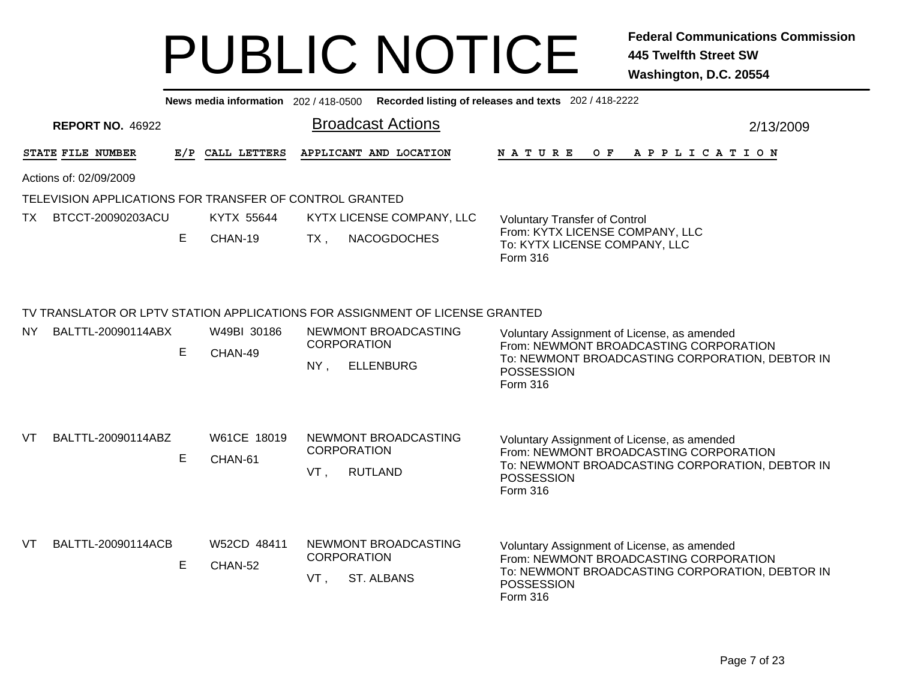# PUBLIC NOTICE

**Federal Communications Commission**
**445 Twelfth Street SW**
**Washington, D.C. 20554**

**News media information** 202 / 418-0500 **Recorded listing of releases and texts** 202 / 418-2222

**REPORT NO.** 46922

## Broadcast Actions

2/13/2009

| STATE | FILE NUMBER | E/P | CALL LETTERS | APPLICANT AND LOCATION | NATURE OF APPLICATION |
|---|---|---|---|---|---|

Actions of: 02/09/2009

### TELEVISION APPLICATIONS FOR TRANSFER OF CONTROL GRANTED

| STATE | FILE NUMBER | E/P | CALL LETTERS | APPLICANT AND LOCATION | NATURE OF APPLICATION |
|---|---|---|---|---|---|
| TX | BTCCT-20090203ACU | E | KYTX 55644 CHAN-19 | KYTX LICENSE COMPANY, LLC TX , NACOGDOCHES | Voluntary Transfer of Control From: KYTX LICENSE COMPANY, LLC To: KYTX LICENSE COMPANY, LLC Form 316 |

### TV TRANSLATOR OR LPTV STATION APPLICATIONS FOR ASSIGNMENT OF LICENSE GRANTED

| STATE | FILE NUMBER | E/P | CALL LETTERS | APPLICANT AND LOCATION | NATURE OF APPLICATION |
|---|---|---|---|---|---|
| NY | BALTTL-20090114ABX | E | W49BI 30186 CHAN-49 | NEWMONT BROADCASTING CORPORATION NY , ELLENBURG | Voluntary Assignment of License, as amended From: NEWMONT BROADCASTING CORPORATION To: NEWMONT BROADCASTING CORPORATION, DEBTOR IN POSSESSION Form 316 |
| VT | BALTTL-20090114ABZ | E | W61CE 18019 CHAN-61 | NEWMONT BROADCASTING CORPORATION VT , RUTLAND | Voluntary Assignment of License, as amended From: NEWMONT BROADCASTING CORPORATION To: NEWMONT BROADCASTING CORPORATION, DEBTOR IN POSSESSION Form 316 |
| VT | BALTTL-20090114ACB | E | W52CD 48411 CHAN-52 | NEWMONT BROADCASTING CORPORATION VT , ST. ALBANS | Voluntary Assignment of License, as amended From: NEWMONT BROADCASTING CORPORATION To: NEWMONT BROADCASTING CORPORATION, DEBTOR IN POSSESSION Form 316 |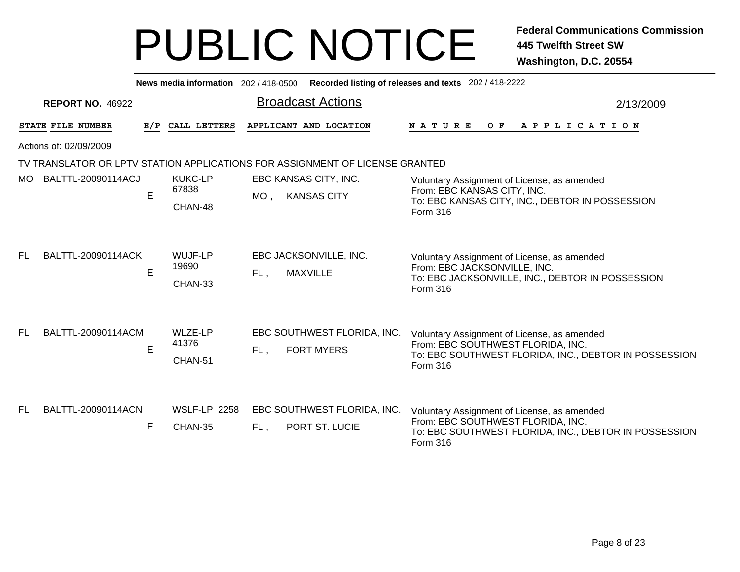# PUBLIC NOTICE

**Federal Communications Commission**
**445 Twelfth Street SW**
**Washington, D.C. 20554**

**News media information** 202 / 418-0500 **Recorded listing of releases and texts** 202 / 418-2222

**REPORT NO.** 46922

## Broadcast Actions

2/13/2009

| STATE | FILE NUMBER | E/P | CALL LETTERS | APPLICANT AND LOCATION | NATURE OF APPLICATION |
|---|---|---|---|---|---|

Actions of: 02/09/2009

TV TRANSLATOR OR LPTV STATION APPLICATIONS FOR ASSIGNMENT OF LICENSE GRANTED

| STATE | FILE NUMBER | E/P | CALL LETTERS | APPLICANT AND LOCATION | NATURE OF APPLICATION |
|---|---|---|---|---|---|
| MO | BALTTL-20090114ACJ | E | KUKC-LP 67838 CHAN-48 | EBC KANSAS CITY, INC. MO , KANSAS CITY | Voluntary Assignment of License, as amended From: EBC KANSAS CITY, INC. To: EBC KANSAS CITY, INC., DEBTOR IN POSSESSION Form 316 |
| FL | BALTTL-20090114ACK | E | WUJF-LP 19690 CHAN-33 | EBC JACKSONVILLE, INC. FL , MAXVILLE | Voluntary Assignment of License, as amended From: EBC JACKSONVILLE, INC. To: EBC JACKSONVILLE, INC., DEBTOR IN POSSESSION Form 316 |
| FL | BALTTL-20090114ACM | E | WLZE-LP 41376 CHAN-51 | EBC SOUTHWEST FLORIDA, INC. FL , FORT MYERS | Voluntary Assignment of License, as amended From: EBC SOUTHWEST FLORIDA, INC. To: EBC SOUTHWEST FLORIDA, INC., DEBTOR IN POSSESSION Form 316 |
| FL | BALTTL-20090114ACN | E | WSLF-LP 2258 CHAN-35 | EBC SOUTHWEST FLORIDA, INC. FL , PORT ST. LUCIE | Voluntary Assignment of License, as amended From: EBC SOUTHWEST FLORIDA, INC. To: EBC SOUTHWEST FLORIDA, INC., DEBTOR IN POSSESSION Form 316 |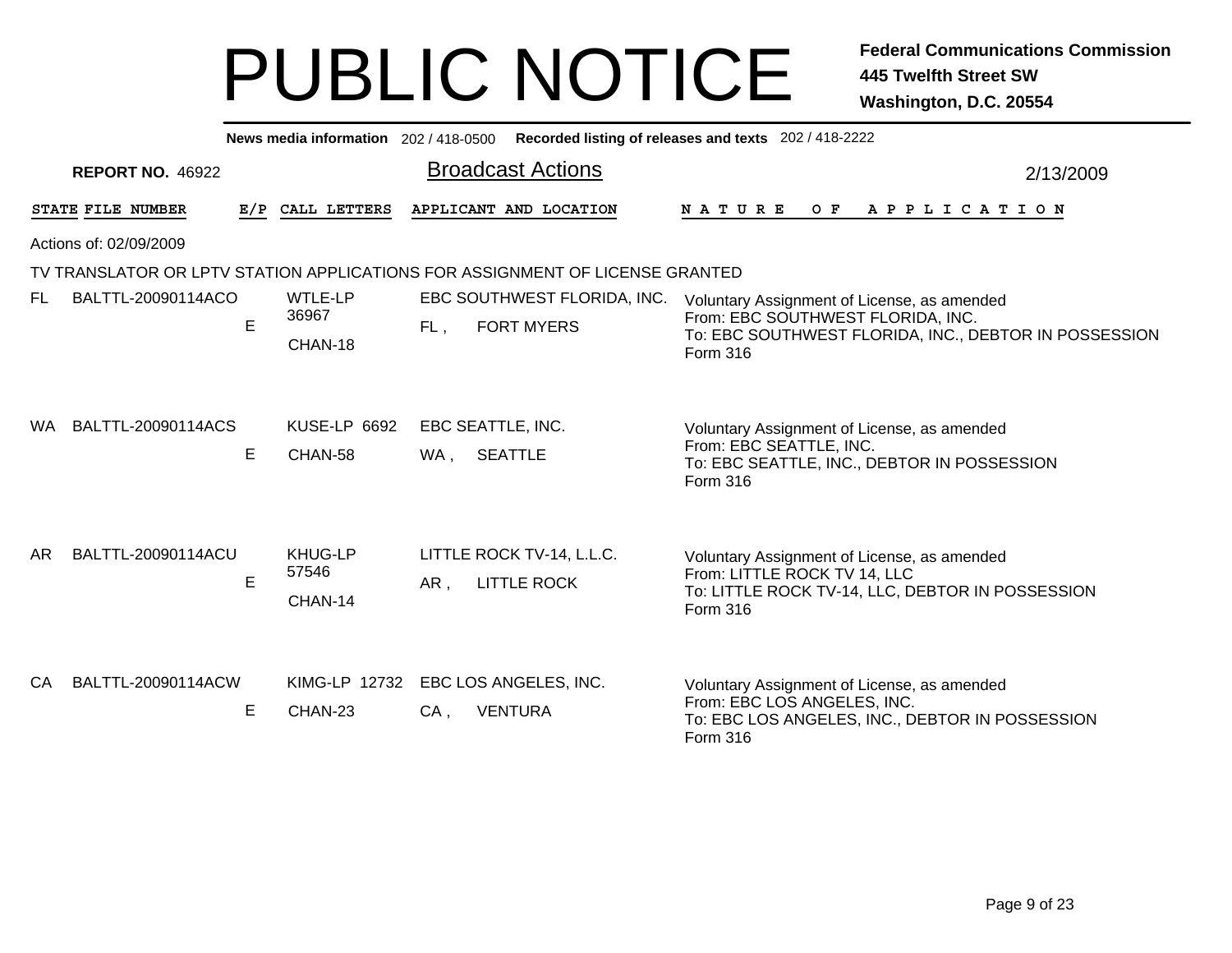# PUBLIC NOTICE

**Federal Communications Commission**
**445 Twelfth Street SW**
**Washington, D.C. 20554**

**News media information** 202 / 418-0500 **Recorded listing of releases and texts** 202 / 418-2222

**REPORT NO.** 46922

## Broadcast Actions

2/13/2009

Actions of: 02/09/2009

### TV TRANSLATOR OR LPTV STATION APPLICATIONS FOR ASSIGNMENT OF LICENSE GRANTED

| STATE | FILE NUMBER | E/P | CALL LETTERS | APPLICANT AND LOCATION | NATURE OF APPLICATION |
|---|---|---|---|---|---|
| FL | BALTTL-20090114ACO | E | WTLE-LP 36967 CHAN-18 | EBC SOUTHWEST FLORIDA, INC. FL , FORT MYERS | Voluntary Assignment of License, as amended From: EBC SOUTHWEST FLORIDA, INC. To: EBC SOUTHWEST FLORIDA, INC., DEBTOR IN POSSESSION Form 316 |
| WA | BALTTL-20090114ACS | E | KUSE-LP 6692 CHAN-58 | EBC SEATTLE, INC. WA , SEATTLE | Voluntary Assignment of License, as amended From: EBC SEATTLE, INC. To: EBC SEATTLE, INC., DEBTOR IN POSSESSION Form 316 |
| AR | BALTTL-20090114ACU | E | KHUG-LP 57546 CHAN-14 | LITTLE ROCK TV-14, L.L.C. AR , LITTLE ROCK | Voluntary Assignment of License, as amended From: LITTLE ROCK TV 14, LLC To: LITTLE ROCK TV-14, LLC, DEBTOR IN POSSESSION Form 316 |
| CA | BALTTL-20090114ACW | E | KIMG-LP 12732 CHAN-23 | EBC LOS ANGELES, INC. CA , VENTURA | Voluntary Assignment of License, as amended From: EBC LOS ANGELES, INC. To: EBC LOS ANGELES, INC., DEBTOR IN POSSESSION Form 316 |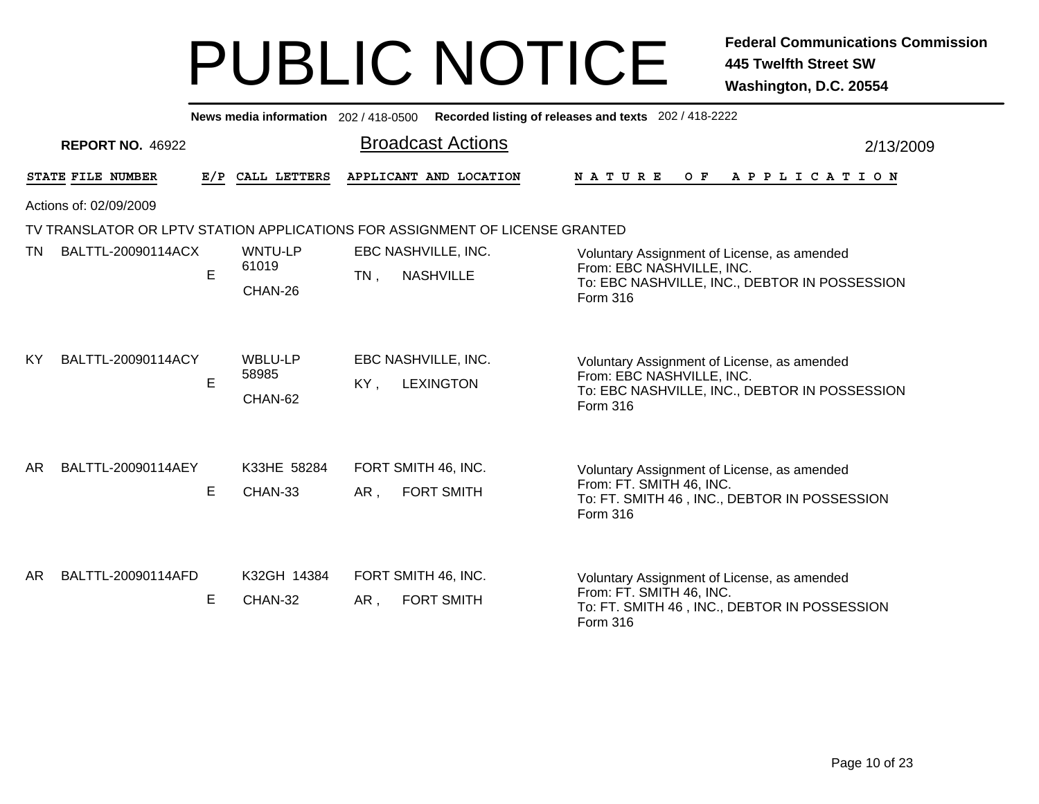# PUBLIC NOTICE

**Federal Communications Commission**
**445 Twelfth Street SW**
**Washington, D.C. 20554**

**News media information** 202 / 418-0500 **Recorded listing of releases and texts** 202 / 418-2222

**REPORT NO.** 46922

## Broadcast Actions

2/13/2009

Actions of: 02/09/2009

TV TRANSLATOR OR LPTV STATION APPLICATIONS FOR ASSIGNMENT OF LICENSE GRANTED

| STATE | FILE NUMBER | E/P | CALL LETTERS | APPLICANT AND LOCATION | NATURE OF APPLICATION |
|---|---|---|---|---|---|
| TN | BALTTL-20090114ACX | E | WNTU-LP 61019 CHAN-26 | EBC NASHVILLE, INC. TN , NASHVILLE | Voluntary Assignment of License, as amended From: EBC NASHVILLE, INC. To: EBC NASHVILLE, INC., DEBTOR IN POSSESSION Form 316 |
| KY | BALTTL-20090114ACY | E | WBLU-LP 58985 CHAN-62 | EBC NASHVILLE, INC. KY , LEXINGTON | Voluntary Assignment of License, as amended From: EBC NASHVILLE, INC. To: EBC NASHVILLE, INC., DEBTOR IN POSSESSION Form 316 |
| AR | BALTTL-20090114AEY | E | K33HE 58284 CHAN-33 | FORT SMITH 46, INC. AR , FORT SMITH | Voluntary Assignment of License, as amended From: FT. SMITH 46, INC. To: FT. SMITH 46 , INC., DEBTOR IN POSSESSION Form 316 |
| AR | BALTTL-20090114AFD | E | K32GH 14384 CHAN-32 | FORT SMITH 46, INC. AR , FORT SMITH | Voluntary Assignment of License, as amended From: FT. SMITH 46, INC. To: FT. SMITH 46 , INC., DEBTOR IN POSSESSION Form 316 |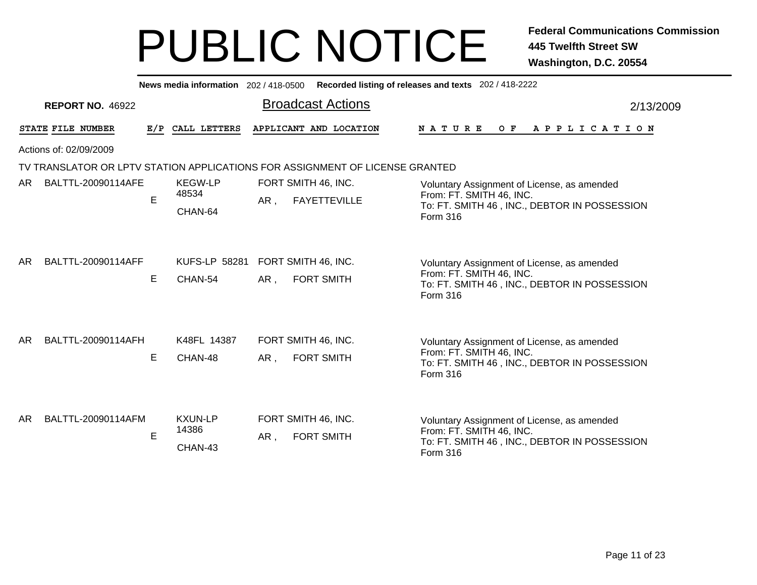# PUBLIC NOTICE

**Federal Communications Commission**
**445 Twelfth Street SW**
**Washington, D.C. 20554**

**News media information** 202 / 418-0500 **Recorded listing of releases and texts** 202 / 418-2222

**REPORT NO.** 46922

## Broadcast Actions

2/13/2009

Actions of: 02/09/2009

TV TRANSLATOR OR LPTV STATION APPLICATIONS FOR ASSIGNMENT OF LICENSE GRANTED

| STATE | FILE NUMBER | E/P | CALL LETTERS | APPLICANT AND LOCATION | NATURE OF APPLICATION |
|---|---|---|---|---|---|
| AR | BALTTL-20090114AFE | E | KEGW-LP 48534 CHAN-64 | FORT SMITH 46, INC. AR , FAYETTEVILLE | Voluntary Assignment of License, as amended From: FT. SMITH 46, INC. To: FT. SMITH 46 , INC., DEBTOR IN POSSESSION Form 316 |
| AR | BALTTL-20090114AFF | E | KUFS-LP 58281 CHAN-54 | FORT SMITH 46, INC. AR , FORT SMITH | Voluntary Assignment of License, as amended From: FT. SMITH 46, INC. To: FT. SMITH 46 , INC., DEBTOR IN POSSESSION Form 316 |
| AR | BALTTL-20090114AFH | E | K48FL 14387 CHAN-48 | FORT SMITH 46, INC. AR , FORT SMITH | Voluntary Assignment of License, as amended From: FT. SMITH 46, INC. To: FT. SMITH 46 , INC., DEBTOR IN POSSESSION Form 316 |
| AR | BALTTL-20090114AFM | E | KXUN-LP 14386 CHAN-43 | FORT SMITH 46, INC. AR , FORT SMITH | Voluntary Assignment of License, as amended From: FT. SMITH 46, INC. To: FT. SMITH 46 , INC., DEBTOR IN POSSESSION Form 316 |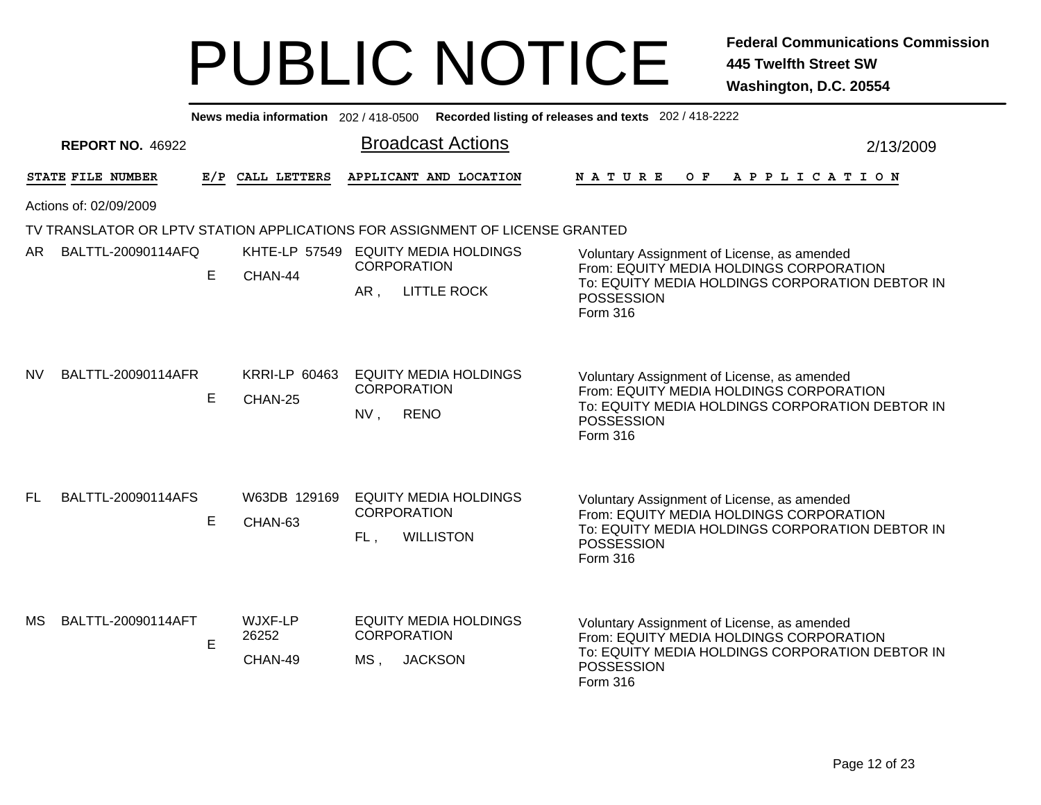# PUBLIC NOTICE

**Federal Communications Commission**
**445 Twelfth Street SW**
**Washington, D.C. 20554**

**News media information** 202 / 418-0500 **Recorded listing of releases and texts** 202 / 418-2222

**REPORT NO.** 46922

## Broadcast Actions

2/13/2009

Actions of: 02/09/2009

TV TRANSLATOR OR LPTV STATION APPLICATIONS FOR ASSIGNMENT OF LICENSE GRANTED

| STATE | FILE NUMBER | E/P | CALL LETTERS | APPLICANT AND LOCATION | NATURE OF APPLICATION |
|---|---|---|---|---|---|
| AR | BALTTL-20090114AFQ | E | KHTE-LP 57549 CHAN-44 | EQUITY MEDIA HOLDINGS CORPORATION AR , LITTLE ROCK | Voluntary Assignment of License, as amended From: EQUITY MEDIA HOLDINGS CORPORATION To: EQUITY MEDIA HOLDINGS CORPORATION DEBTOR IN POSSESSION Form 316 |
| NV | BALTTL-20090114AFR | E | KRRI-LP 60463 CHAN-25 | EQUITY MEDIA HOLDINGS CORPORATION NV , RENO | Voluntary Assignment of License, as amended From: EQUITY MEDIA HOLDINGS CORPORATION To: EQUITY MEDIA HOLDINGS CORPORATION DEBTOR IN POSSESSION Form 316 |
| FL | BALTTL-20090114AFS | E | W63DB 129169 CHAN-63 | EQUITY MEDIA HOLDINGS CORPORATION FL , WILLISTON | Voluntary Assignment of License, as amended From: EQUITY MEDIA HOLDINGS CORPORATION To: EQUITY MEDIA HOLDINGS CORPORATION DEBTOR IN POSSESSION Form 316 |
| MS | BALTTL-20090114AFT | E | WJXF-LP 26252 CHAN-49 | EQUITY MEDIA HOLDINGS CORPORATION MS , JACKSON | Voluntary Assignment of License, as amended From: EQUITY MEDIA HOLDINGS CORPORATION To: EQUITY MEDIA HOLDINGS CORPORATION DEBTOR IN POSSESSION Form 316 |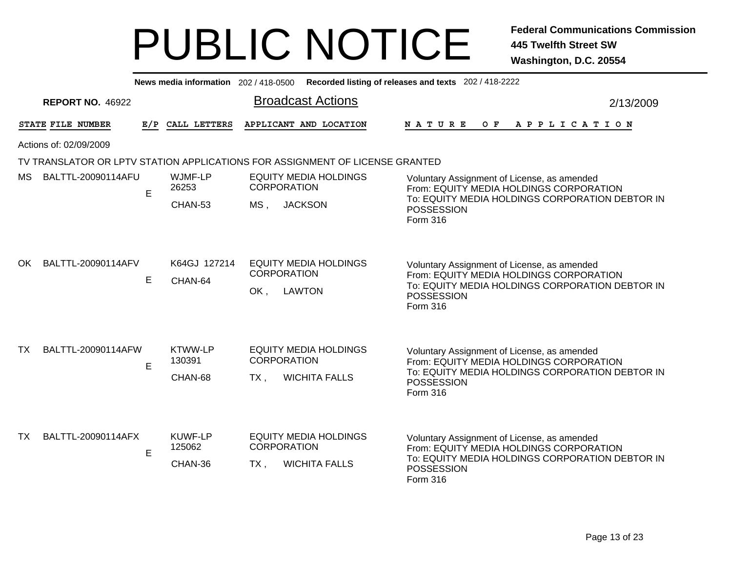# PUBLIC NOTICE

**Federal Communications Commission**
**445 Twelfth Street SW**
**Washington, D.C. 20554**

**News media information** 202 / 418-0500 **Recorded listing of releases and texts** 202 / 418-2222

**REPORT NO.** 46922

## Broadcast Actions

2/13/2009

Actions of: 02/09/2009

### TV TRANSLATOR OR LPTV STATION APPLICATIONS FOR ASSIGNMENT OF LICENSE GRANTED

| STATE | FILE NUMBER | E/P | CALL LETTERS | APPLICANT AND LOCATION | NATURE OF APPLICATION |
|---|---|---|---|---|---|
| MS | BALTTL-20090114AFU | E | WJMF-LP 26253 CHAN-53 | EQUITY MEDIA HOLDINGS CORPORATION MS , JACKSON | Voluntary Assignment of License, as amended From: EQUITY MEDIA HOLDINGS CORPORATION To: EQUITY MEDIA HOLDINGS CORPORATION DEBTOR IN POSSESSION Form 316 |
| OK | BALTTL-20090114AFV | E | K64GJ 127214 CHAN-64 | EQUITY MEDIA HOLDINGS CORPORATION OK , LAWTON | Voluntary Assignment of License, as amended From: EQUITY MEDIA HOLDINGS CORPORATION To: EQUITY MEDIA HOLDINGS CORPORATION DEBTOR IN POSSESSION Form 316 |
| TX | BALTTL-20090114AFW | E | KTWW-LP 130391 CHAN-68 | EQUITY MEDIA HOLDINGS CORPORATION TX , WICHITA FALLS | Voluntary Assignment of License, as amended From: EQUITY MEDIA HOLDINGS CORPORATION To: EQUITY MEDIA HOLDINGS CORPORATION DEBTOR IN POSSESSION Form 316 |
| TX | BALTTL-20090114AFX | E | KUWF-LP 125062 CHAN-36 | EQUITY MEDIA HOLDINGS CORPORATION TX , WICHITA FALLS | Voluntary Assignment of License, as amended From: EQUITY MEDIA HOLDINGS CORPORATION To: EQUITY MEDIA HOLDINGS CORPORATION DEBTOR IN POSSESSION Form 316 |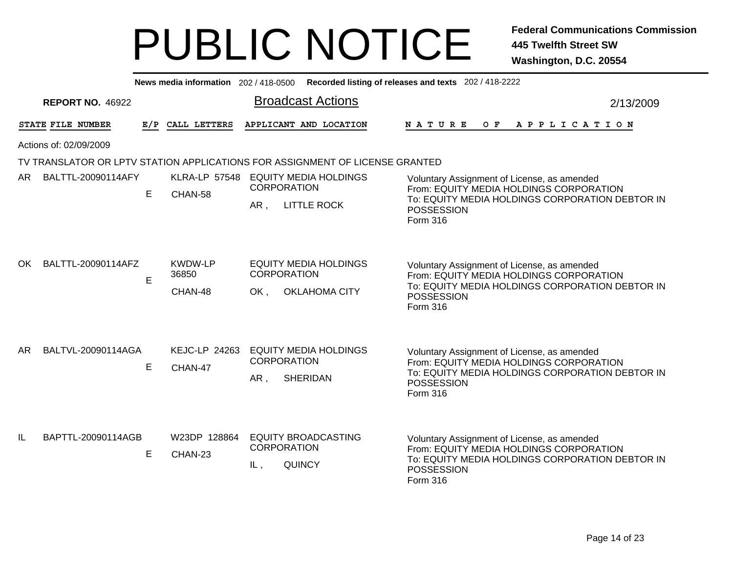# PUBLIC NOTICE

**Federal Communications Commission**
**445 Twelfth Street SW**
**Washington, D.C. 20554**

**News media information** 202 / 418-0500 **Recorded listing of releases and texts** 202 / 418-2222

**REPORT NO.** 46922

## Broadcast Actions

2/13/2009

Actions of: 02/09/2009

TV TRANSLATOR OR LPTV STATION APPLICATIONS FOR ASSIGNMENT OF LICENSE GRANTED

| STATE | FILE NUMBER | E/P | CALL LETTERS | APPLICANT AND LOCATION | NATURE OF APPLICATION |
|---|---|---|---|---|---|
| AR | BALTTL-20090114AFY | E | KLRA-LP 57548 CHAN-58 | EQUITY MEDIA HOLDINGS CORPORATION AR , LITTLE ROCK | Voluntary Assignment of License, as amended From: EQUITY MEDIA HOLDINGS CORPORATION To: EQUITY MEDIA HOLDINGS CORPORATION DEBTOR IN POSSESSION Form 316 |
| OK | BALTTL-20090114AFZ | E | KWDW-LP 36850 CHAN-48 | EQUITY MEDIA HOLDINGS CORPORATION OK , OKLAHOMA CITY | Voluntary Assignment of License, as amended From: EQUITY MEDIA HOLDINGS CORPORATION To: EQUITY MEDIA HOLDINGS CORPORATION DEBTOR IN POSSESSION Form 316 |
| AR | BALTVL-20090114AGA | E | KEJC-LP 24263 CHAN-47 | EQUITY MEDIA HOLDINGS CORPORATION AR , SHERIDAN | Voluntary Assignment of License, as amended From: EQUITY MEDIA HOLDINGS CORPORATION To: EQUITY MEDIA HOLDINGS CORPORATION DEBTOR IN POSSESSION Form 316 |
| IL | BAPTTL-20090114AGB | E | W23DP 128864 CHAN-23 | EQUITY BROADCASTING CORPORATION IL , QUINCY | Voluntary Assignment of License, as amended From: EQUITY MEDIA HOLDINGS CORPORATION To: EQUITY MEDIA HOLDINGS CORPORATION DEBTOR IN POSSESSION Form 316 |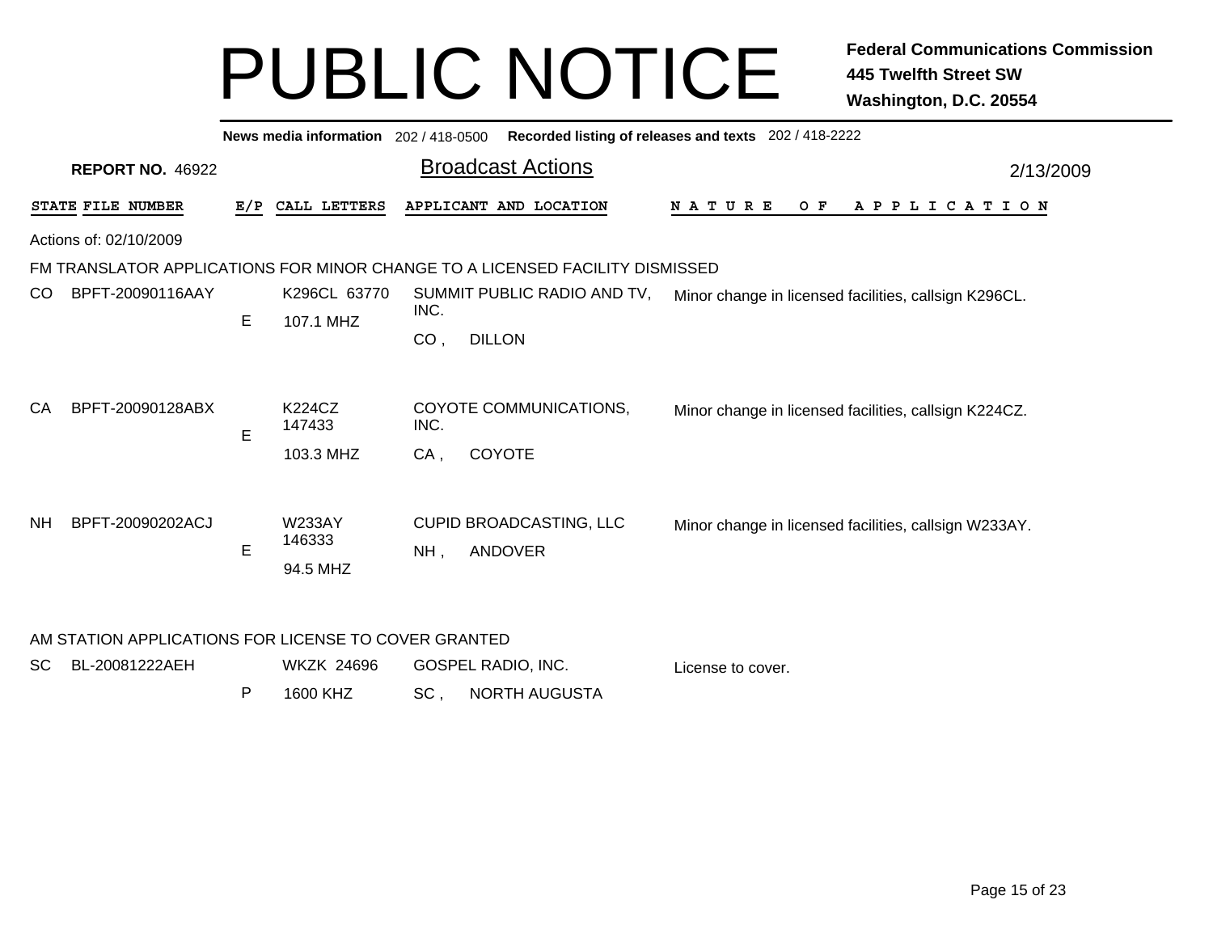# PUBLIC NOTICE

**Federal Communications Commission**
**445 Twelfth Street SW**
**Washington, D.C. 20554**

**News media information** 202 / 418-0500 **Recorded listing of releases and texts** 202 / 418-2222

**REPORT NO.** 46922

## Broadcast Actions

2/13/2009

Actions of: 02/10/2009

### FM TRANSLATOR APPLICATIONS FOR MINOR CHANGE TO A LICENSED FACILITY DISMISSED

| STATE | FILE NUMBER | E/P | CALL LETTERS | APPLICANT AND LOCATION | NATURE OF APPLICATION |
|---|---|---|---|---|---|
| CO | BPFT-20090116AAY | E | K296CL 63770<br>107.1 MHZ | SUMMIT PUBLIC RADIO AND TV, INC.<br>CO , DILLON | Minor change in licensed facilities, callsign K296CL. |
| CA | BPFT-20090128ABX | E | K224CZ 147433<br>103.3 MHZ | COYOTE COMMUNICATIONS, INC.<br>CA , COYOTE | Minor change in licensed facilities, callsign K224CZ. |
| NH | BPFT-20090202ACJ | E | W233AY 146333<br>94.5 MHZ | CUPID BROADCASTING, LLC<br>NH , ANDOVER | Minor change in licensed facilities, callsign W233AY. |

### AM STATION APPLICATIONS FOR LICENSE TO COVER GRANTED

| STATE | FILE NUMBER | E/P | CALL LETTERS | APPLICANT AND LOCATION | NATURE OF APPLICATION |
|---|---|---|---|---|---|
| SC | BL-20081222AEH | P | WKZK 24696<br>1600 KHZ | GOSPEL RADIO, INC.<br>SC , NORTH AUGUSTA | License to cover. |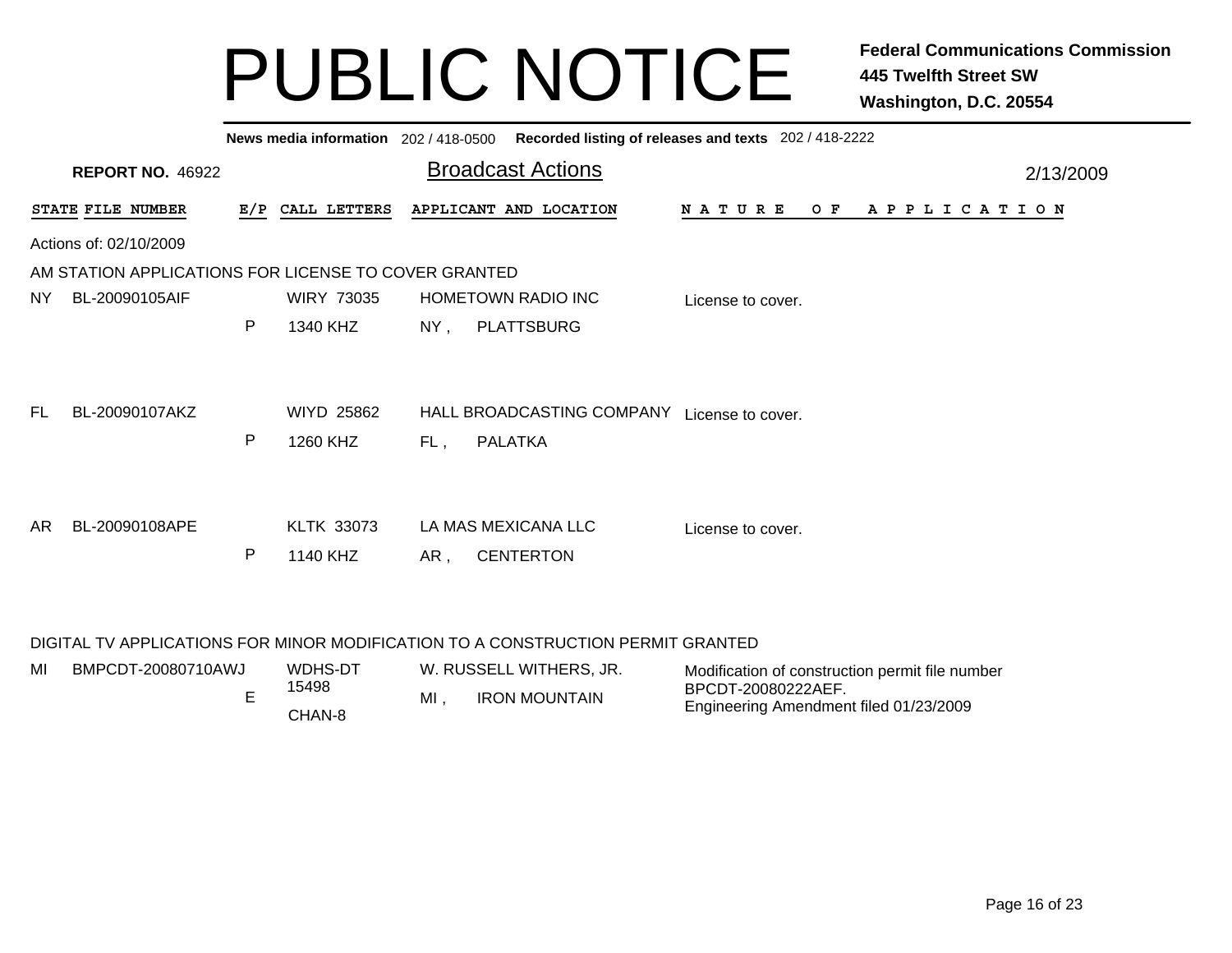# PUBLIC NOTICE

**Federal Communications Commission**
**445 Twelfth Street SW**
**Washington, D.C. 20554**

**News media information** 202 / 418-0500 **Recorded listing of releases and texts** 202 / 418-2222

**REPORT NO.** 46922

## Broadcast Actions

2/13/2009

Actions of: 02/10/2009

### AM STATION APPLICATIONS FOR LICENSE TO COVER GRANTED

| STATE | FILE NUMBER | E/P | CALL LETTERS | APPLICANT AND LOCATION | NATURE OF APPLICATION |
|---|---|---|---|---|---|
| NY | BL-20090105AIF | P | WIRY 73035<br>1340 KHZ | HOMETOWN RADIO INC<br>NY , PLATTSBURG | License to cover. |
| FL | BL-20090107AKZ | P | WIYD 25862<br>1260 KHZ | HALL BROADCASTING COMPANY<br>FL , PALATKA | License to cover. |
| AR | BL-20090108APE | P | KLTK 33073<br>1140 KHZ | LA MAS MEXICANA LLC<br>AR , CENTERTON | License to cover. |

### DIGITAL TV APPLICATIONS FOR MINOR MODIFICATION TO A CONSTRUCTION PERMIT GRANTED

| STATE | FILE NUMBER | E/P | CALL LETTERS | APPLICANT AND LOCATION | NATURE OF APPLICATION |
|---|---|---|---|---|---|
| MI | BMPCDT-20080710AWJ | E | WDHS-DT 15498<br>CHAN-8 | W. RUSSELL WITHERS, JR.<br>MI , IRON MOUNTAIN | Modification of construction permit file number BPCDT-20080222AEF.<br>Engineering Amendment filed 01/23/2009 |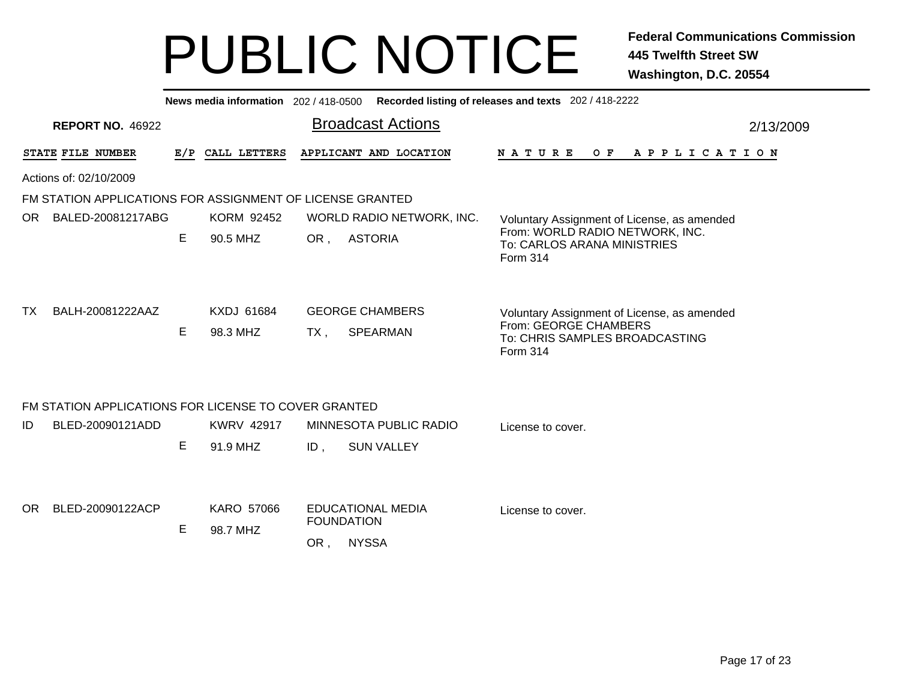# PUBLIC NOTICE

**Federal Communications Commission**
**445 Twelfth Street SW**
**Washington, D.C. 20554**

**News media information** 202 / 418-0500 **Recorded listing of releases and texts** 202 / 418-2222

**REPORT NO.** 46922

## Broadcast Actions

2/13/2009

| STATE | FILE NUMBER | E/P | CALL LETTERS | APPLICANT AND LOCATION | NATURE OF APPLICATION |
|---|---|---|---|---|---|

Actions of: 02/10/2009

### FM STATION APPLICATIONS FOR ASSIGNMENT OF LICENSE GRANTED

| STATE | FILE NUMBER | E/P | CALL LETTERS | APPLICANT AND LOCATION | NATURE OF APPLICATION |
|---|---|---|---|---|---|
| OR | BALED-20081217ABG | E | KORM 92452<br>90.5 MHZ | WORLD RADIO NETWORK, INC.<br>OR , ASTORIA | Voluntary Assignment of License, as amended<br>From: WORLD RADIO NETWORK, INC.<br>To: CARLOS ARANA MINISTRIES<br>Form 314 |
| TX | BALH-20081222AAZ | E | KXDJ 61684<br>98.3 MHZ | GEORGE CHAMBERS<br>TX , SPEARMAN | Voluntary Assignment of License, as amended<br>From: GEORGE CHAMBERS<br>To: CHRIS SAMPLES BROADCASTING<br>Form 314 |

### FM STATION APPLICATIONS FOR LICENSE TO COVER GRANTED

| STATE | FILE NUMBER | E/P | CALL LETTERS | APPLICANT AND LOCATION | NATURE OF APPLICATION |
|---|---|---|---|---|---|
| ID | BLED-20090121ADD | E | KWRV 42917<br>91.9 MHZ | MINNESOTA PUBLIC RADIO<br>ID , SUN VALLEY | License to cover. |
| OR | BLED-20090122ACP | E | KARO 57066<br>98.7 MHZ | EDUCATIONAL MEDIA FOUNDATION<br>OR , NYSSA | License to cover. |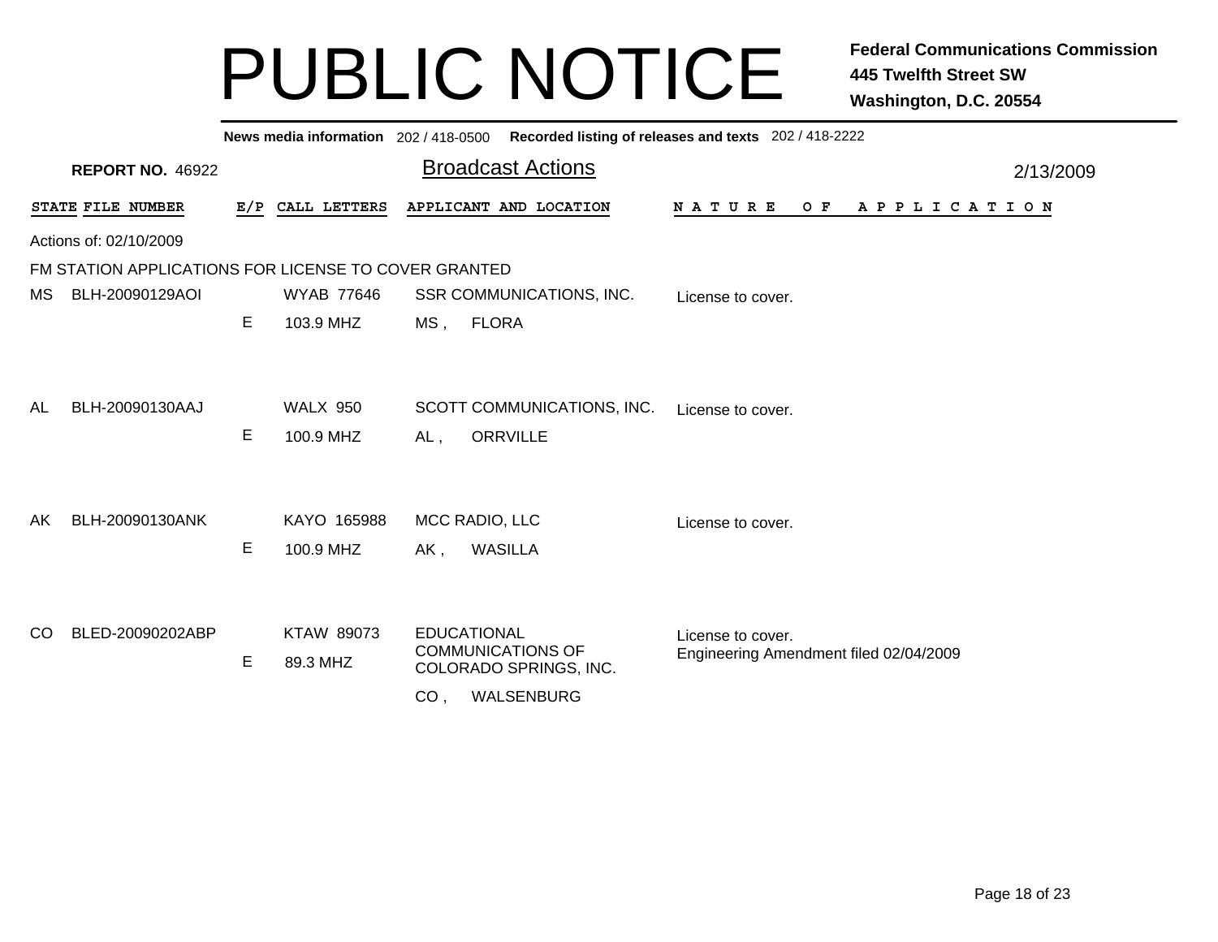# PUBLIC NOTICE

**Federal Communications Commission**
**445 Twelfth Street SW**
**Washington, D.C. 20554**

**News media information** 202 / 418-0500 **Recorded listing of releases and texts** 202 / 418-2222

**REPORT NO.** 46922

## Broadcast Actions

2/13/2009

Actions of: 02/10/2009

FM STATION APPLICATIONS FOR LICENSE TO COVER GRANTED

| STATE | FILE NUMBER | E/P | CALL LETTERS | APPLICANT AND LOCATION | NATURE OF APPLICATION |
|---|---|---|---|---|---|
| MS | BLH-20090129AOI | E | WYAB 77646<br>103.9 MHZ | SSR COMMUNICATIONS, INC.<br>MS , FLORA | License to cover. |
| AL | BLH-20090130AAJ | E | WALX 950<br>100.9 MHZ | SCOTT COMMUNICATIONS, INC.<br>AL , ORRVILLE | License to cover. |
| AK | BLH-20090130ANK | E | KAYO 165988<br>100.9 MHZ | MCC RADIO, LLC<br>AK , WASILLA | License to cover. |
| CO | BLED-20090202ABP | E | KTAW 89073<br>89.3 MHZ | EDUCATIONAL COMMUNICATIONS OF COLORADO SPRINGS, INC.<br>CO , WALSENBURG | License to cover.<br>Engineering Amendment filed 02/04/2009 |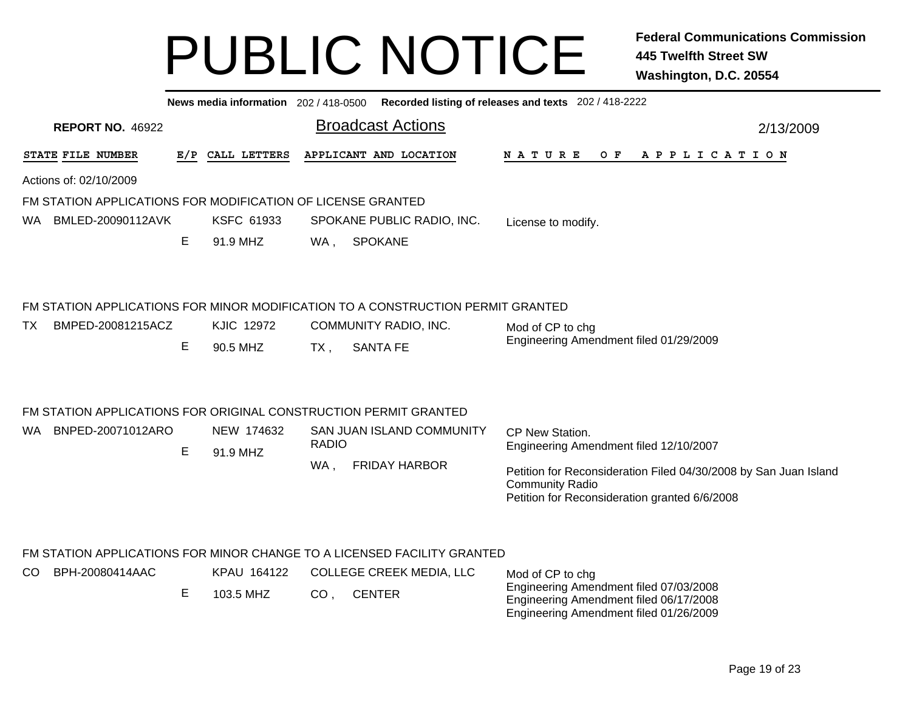# PUBLIC NOTICE

**Federal Communications Commission**
**445 Twelfth Street SW**
**Washington, D.C. 20554**

**News media information** 202 / 418-0500 **Recorded listing of releases and texts** 202 / 418-2222

**REPORT NO.** 46922

## Broadcast Actions

2/13/2009

| STATE | FILE NUMBER | E/P | CALL LETTERS | APPLICANT AND LOCATION | NATURE OF APPLICATION |
|---|---|---|---|---|---|

Actions of: 02/10/2009

### FM STATION APPLICATIONS FOR MODIFICATION OF LICENSE GRANTED

| STATE | FILE NUMBER | E/P | CALL LETTERS | APPLICANT AND LOCATION | NATURE OF APPLICATION |
|---|---|---|---|---|---|
| WA | BMLED-20090112AVK | E | KSFC 61933<br>91.9 MHZ | SPOKANE PUBLIC RADIO, INC.<br>WA , SPOKANE | License to modify. |

### FM STATION APPLICATIONS FOR MINOR MODIFICATION TO A CONSTRUCTION PERMIT GRANTED

| STATE | FILE NUMBER | E/P | CALL LETTERS | APPLICANT AND LOCATION | NATURE OF APPLICATION |
|---|---|---|---|---|---|
| TX | BMPED-20081215ACZ | E | KJIC 12972<br>90.5 MHZ | COMMUNITY RADIO, INC.<br>TX , SANTA FE | Mod of CP to chg<br>Engineering Amendment filed 01/29/2009 |

### FM STATION APPLICATIONS FOR ORIGINAL CONSTRUCTION PERMIT GRANTED

| STATE | FILE NUMBER | E/P | CALL LETTERS | APPLICANT AND LOCATION | NATURE OF APPLICATION |
|---|---|---|---|---|---|
| WA | BNPED-20071012ARO | E | NEW 174632<br>91.9 MHZ | SAN JUAN ISLAND COMMUNITY RADIO<br>WA , FRIDAY HARBOR | CP New Station.<br>Engineering Amendment filed 12/10/2007<br><br>Petition for Reconsideration Filed 04/30/2008 by San Juan Island Community Radio<br>Petition for Reconsideration granted 6/6/2008 |

### FM STATION APPLICATIONS FOR MINOR CHANGE TO A LICENSED FACILITY GRANTED

| STATE | FILE NUMBER | E/P | CALL LETTERS | APPLICANT AND LOCATION | NATURE OF APPLICATION |
|---|---|---|---|---|---|
| CO | BPH-20080414AAC | E | KPAU 164122<br>103.5 MHZ | COLLEGE CREEK MEDIA, LLC<br>CO , CENTER | Mod of CP to chg<br>Engineering Amendment filed 07/03/2008<br>Engineering Amendment filed 06/17/2008<br>Engineering Amendment filed 01/26/2009 |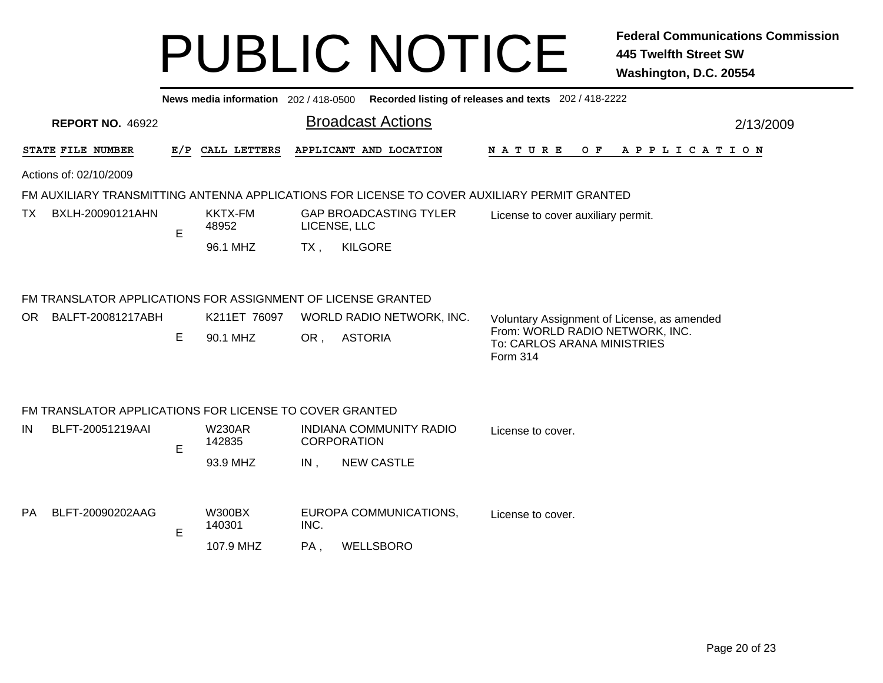# PUBLIC NOTICE

**Federal Communications Commission**
**445 Twelfth Street SW**
**Washington, D.C. 20554**

**News media information** 202 / 418-0500 **Recorded listing of releases and texts** 202 / 418-2222

**REPORT NO.** 46922

## Broadcast Actions

2/13/2009

Actions of: 02/10/2009

### FM AUXILIARY TRANSMITTING ANTENNA APPLICATIONS FOR LICENSE TO COVER AUXILIARY PERMIT GRANTED

| STATE | FILE NUMBER | E/P | CALL LETTERS | APPLICANT AND LOCATION | NATURE OF APPLICATION |
|---|---|---|---|---|---|
| TX | BXLH-20090121AHN | E | KKTX-FM 48952 96.1 MHZ | GAP BROADCASTING TYLER LICENSE, LLC TX , KILGORE | License to cover auxiliary permit. |

### FM TRANSLATOR APPLICATIONS FOR ASSIGNMENT OF LICENSE GRANTED

| STATE | FILE NUMBER | E/P | CALL LETTERS | APPLICANT AND LOCATION | NATURE OF APPLICATION |
|---|---|---|---|---|---|
| OR | BALFT-20081217ABH | E | K211ET 76097 90.1 MHZ | WORLD RADIO NETWORK, INC. OR , ASTORIA | Voluntary Assignment of License, as amended From: WORLD RADIO NETWORK, INC. To: CARLOS ARANA MINISTRIES Form 314 |

### FM TRANSLATOR APPLICATIONS FOR LICENSE TO COVER GRANTED

| STATE | FILE NUMBER | E/P | CALL LETTERS | APPLICANT AND LOCATION | NATURE OF APPLICATION |
|---|---|---|---|---|---|
| IN | BLFT-20051219AAI | E | W230AR 142835 93.9 MHZ | INDIANA COMMUNITY RADIO CORPORATION IN , NEW CASTLE | License to cover. |
| PA | BLFT-20090202AAG | E | W300BX 140301 107.9 MHZ | EUROPA COMMUNICATIONS, INC. PA , WELLSBORO | License to cover. |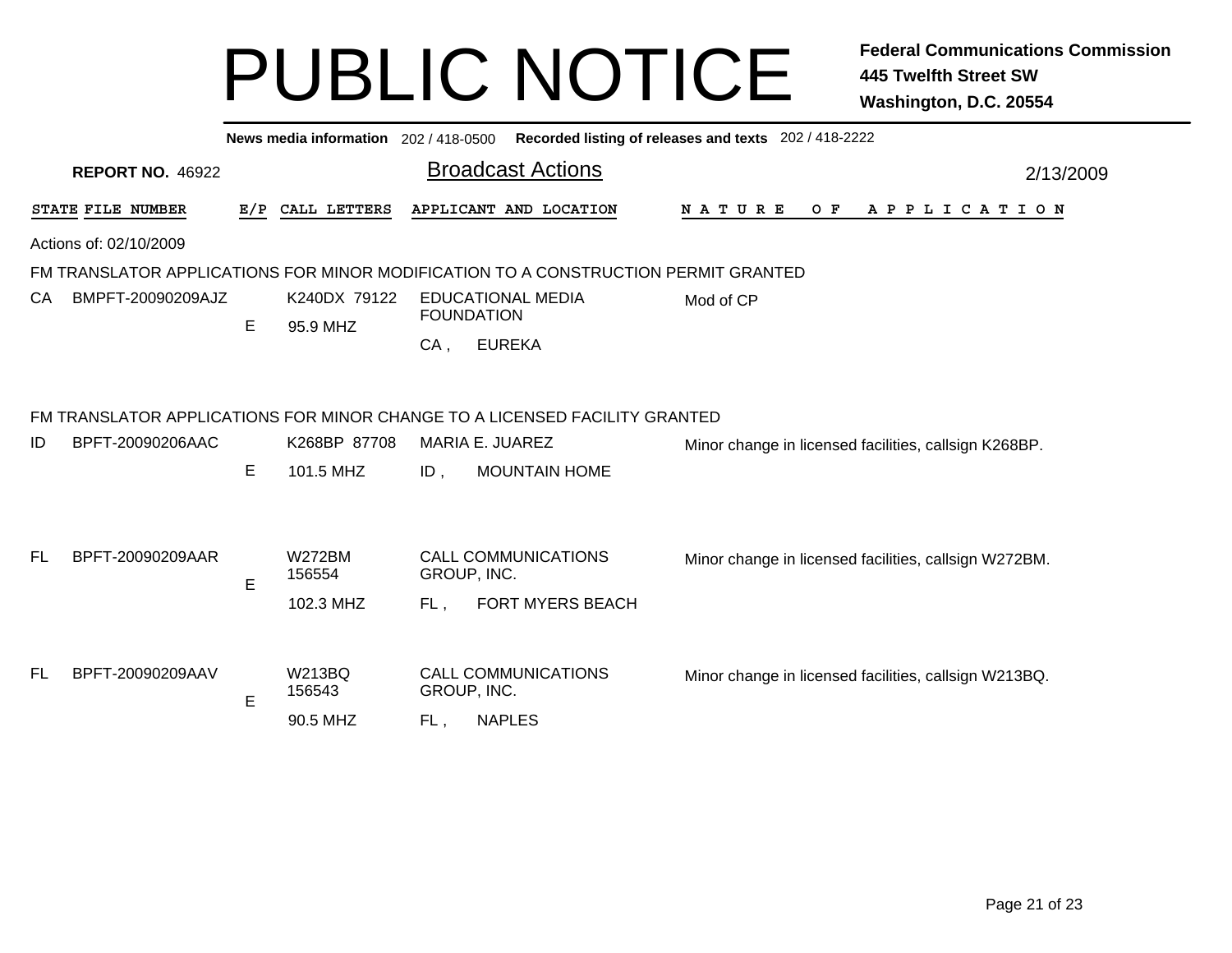# PUBLIC NOTICE

**Federal Communications Commission**
**445 Twelfth Street SW**
**Washington, D.C. 20554**

**News media information** 202 / 418-0500 **Recorded listing of releases and texts** 202 / 418-2222

**REPORT NO.** 46922

## Broadcast Actions

2/13/2009

Actions of: 02/10/2009

### FM TRANSLATOR APPLICATIONS FOR MINOR MODIFICATION TO A CONSTRUCTION PERMIT GRANTED

| STATE | FILE NUMBER | E/P | CALL LETTERS | APPLICANT AND LOCATION | NATURE OF APPLICATION |
|---|---|---|---|---|---|
| CA | BMPFT-20090209AJZ | E | K240DX 79122<br>95.9 MHZ | EDUCATIONAL MEDIA FOUNDATION<br>CA , EUREKA | Mod of CP |

### FM TRANSLATOR APPLICATIONS FOR MINOR CHANGE TO A LICENSED FACILITY GRANTED

| STATE | FILE NUMBER | E/P | CALL LETTERS | APPLICANT AND LOCATION | NATURE OF APPLICATION |
|---|---|---|---|---|---|
| ID | BPFT-20090206AAC | E | K268BP 87708<br>101.5 MHZ | MARIA E. JUAREZ<br>ID , MOUNTAIN HOME | Minor change in licensed facilities, callsign K268BP. |
| FL | BPFT-20090209AAR | E | W272BM 156554<br>102.3 MHZ | CALL COMMUNICATIONS GROUP, INC.<br>FL , FORT MYERS BEACH | Minor change in licensed facilities, callsign W272BM. |
| FL | BPFT-20090209AAV | E | W213BQ 156543<br>90.5 MHZ | CALL COMMUNICATIONS GROUP, INC.<br>FL , NAPLES | Minor change in licensed facilities, callsign W213BQ. |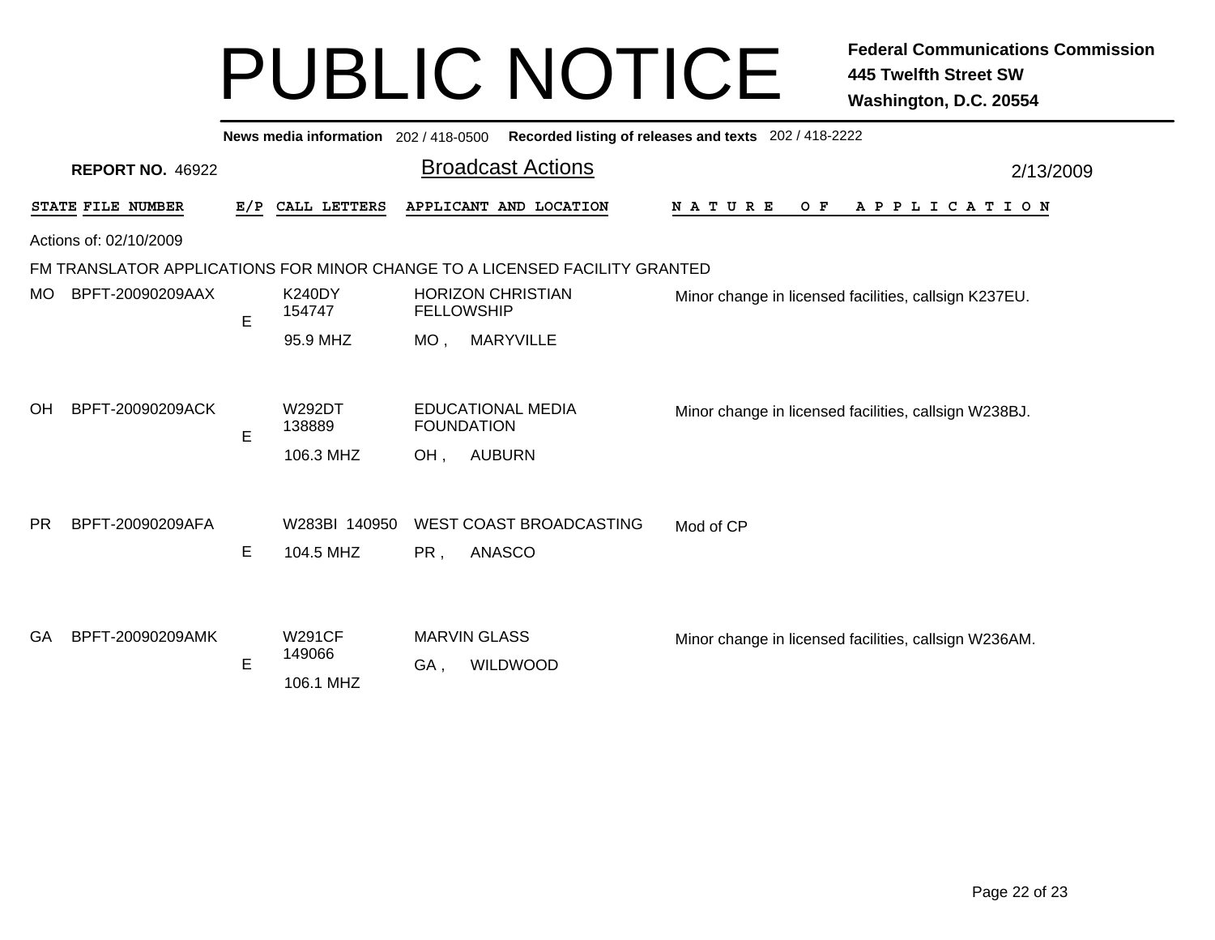# PUBLIC NOTICE

**Federal Communications Commission**
**445 Twelfth Street SW**
**Washington, D.C. 20554**

**News media information** 202 / 418-0500 **Recorded listing of releases and texts** 202 / 418-2222

**REPORT NO.** 46922

## Broadcast Actions

2/13/2009

Actions of: 02/10/2009

FM TRANSLATOR APPLICATIONS FOR MINOR CHANGE TO A LICENSED FACILITY GRANTED

| STATE | FILE NUMBER | E/P | CALL LETTERS | APPLICANT AND LOCATION | NATURE OF APPLICATION |
|---|---|---|---|---|---|
| MO | BPFT-20090209AAX | E | K240DY 154747 95.9 MHZ | HORIZON CHRISTIAN FELLOWSHIP MO , MARYVILLE | Minor change in licensed facilities, callsign K237EU. |
| OH | BPFT-20090209ACK | E | W292DT 138889 106.3 MHZ | EDUCATIONAL MEDIA FOUNDATION OH , AUBURN | Minor change in licensed facilities, callsign W238BJ. |
| PR | BPFT-20090209AFA | E | W283BI 140950 104.5 MHZ | WEST COAST BROADCASTING PR , ANASCO | Mod of CP |
| GA | BPFT-20090209AMK | E | W291CF 149066 106.1 MHZ | MARVIN GLASS GA , WILDWOOD | Minor change in licensed facilities, callsign W236AM. |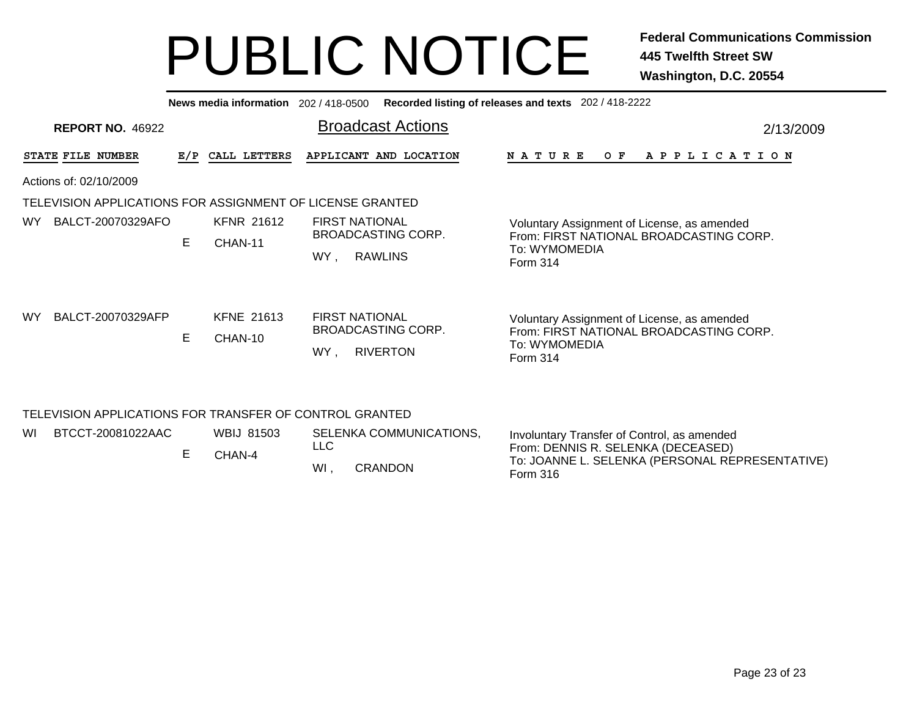# PUBLIC NOTICE

**Federal Communications Commission**
**445 Twelfth Street SW**
**Washington, D.C. 20554**

**News media information** 202 / 418-0500 **Recorded listing of releases and texts** 202 / 418-2222

**REPORT NO.** 46922

## Broadcast Actions

2/13/2009

| STATE | FILE NUMBER | E/P | CALL LETTERS | APPLICANT AND LOCATION | NATURE OF APPLICATION |
|---|---|---|---|---|---|

Actions of: 02/10/2009

### TELEVISION APPLICATIONS FOR ASSIGNMENT OF LICENSE GRANTED

| STATE | FILE NUMBER | E/P | CALL LETTERS | APPLICANT AND LOCATION | NATURE OF APPLICATION |
|---|---|---|---|---|---|
| WY | BALCT-20070329AFO | E | KFNR 21612 CHAN-11 | FIRST NATIONAL BROADCASTING CORP. WY , RAWLINS | Voluntary Assignment of License, as amended From: FIRST NATIONAL BROADCASTING CORP. To: WYMOMEDIA Form 314 |
| WY | BALCT-20070329AFP | E | KFNE 21613 CHAN-10 | FIRST NATIONAL BROADCASTING CORP. WY , RIVERTON | Voluntary Assignment of License, as amended From: FIRST NATIONAL BROADCASTING CORP. To: WYMOMEDIA Form 314 |

### TELEVISION APPLICATIONS FOR TRANSFER OF CONTROL GRANTED

| STATE | FILE NUMBER | E/P | CALL LETTERS | APPLICANT AND LOCATION | NATURE OF APPLICATION |
|---|---|---|---|---|---|
| WI | BTCCT-20081022AAC | E | WBIJ 81503 CHAN-4 | SELENKA COMMUNICATIONS, LLC WI , CRANDON | Involuntary Transfer of Control, as amended From: DENNIS R. SELENKA (DECEASED) To: JOANNE L. SELENKA (PERSONAL REPRESENTATIVE) Form 316 |